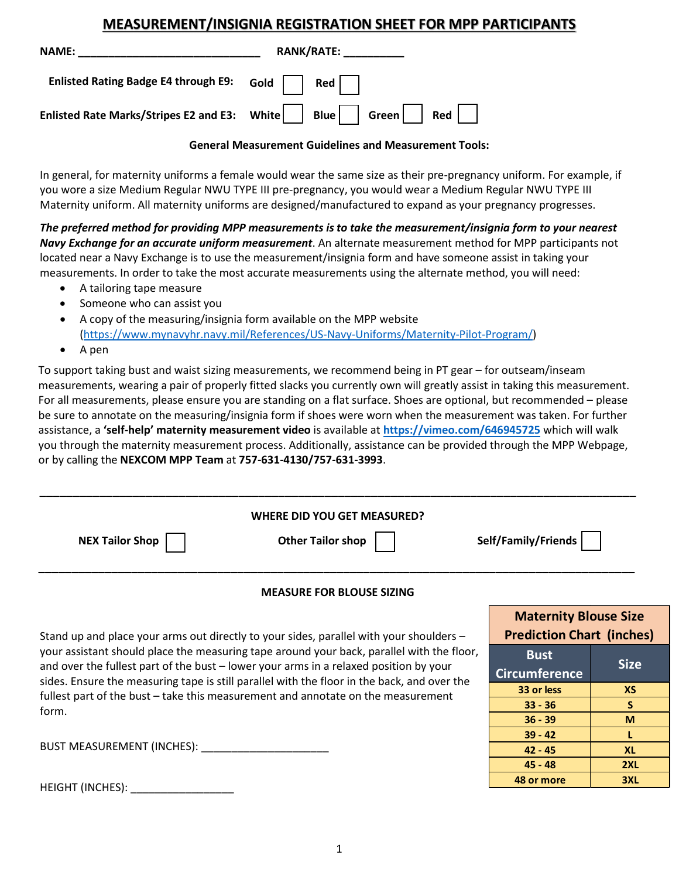# MEASUREMENT/INSIGNIA REGISTRATION SHEET FOR MPP PARTICIPANTS

**NAME:** ______________________________ **RANK/RATE:** __________

**Enlisted Rating Badge E4 through E9:** **Gold** ☐ **Red** ☐

**Enlisted Rate Marks/Stripes E2 and E3:** **White** ☐ **Blue** ☐ **Green** ☐ **Red** ☐

**General Measurement Guidelines and Measurement Tools:**

In general, for maternity uniforms a female would wear the same size as their pre-pregnancy uniform. For example, if you wore a size Medium Regular NWU TYPE III pre-pregnancy, you would wear a Medium Regular NWU TYPE III Maternity uniform. All maternity uniforms are designed/manufactured to expand as your pregnancy progresses.

***The preferred method for providing MPP measurements is to take the measurement/insignia form to your nearest Navy Exchange for an accurate uniform measurement***. An alternate measurement method for MPP participants not located near a Navy Exchange is to use the measurement/insignia form and have someone assist in taking your measurements. In order to take the most accurate measurements using the alternate method, you will need:

- A tailoring tape measure
- Someone who can assist you
- A copy of the measuring/insignia form available on the MPP website (https://www.mynavyhr.navy.mil/References/US-Navy-Uniforms/Maternity-Pilot-Program/)
- A pen

To support taking bust and waist sizing measurements, we recommend being in PT gear – for outseam/inseam measurements, wearing a pair of properly fitted slacks you currently own will greatly assist in taking this measurement. For all measurements, please ensure you are standing on a flat surface. Shoes are optional, but recommended – please be sure to annotate on the measuring/insignia form if shoes were worn when the measurement was taken. For further assistance, a **'self-help' maternity measurement video** is available at **https://vimeo.com/646945725** which will walk you through the maternity measurement process. Additionally, assistance can be provided through the MPP Webpage, or by calling the **NEXCOM MPP Team** at **757-631-4130/757-631-3993**.

---

**WHERE DID YOU GET MEASURED?**

**NEX Tailor Shop** ☐ **Other Tailor shop** ☐ **Self/Family/Friends** ☐

---

**MEASURE FOR BLOUSE SIZING**

Stand up and place your arms out directly to your sides, parallel with your shoulders – your assistant should place the measuring tape around your back, parallel with the floor, and over the fullest part of the bust – lower your arms in a relaxed position by your sides. Ensure the measuring tape is still parallel with the floor in the back, and over the fullest part of the bust – take this measurement and annotate on the measurement form.

BUST MEASUREMENT (INCHES): _____________________

HEIGHT (INCHES): _________________

**Maternity Blouse Size Prediction Chart (inches)**

| Bust Circumference | Size |
|---|---|
| 33 or less | XS |
| 33 - 36 | S |
| 36 - 39 | M |
| 39 - 42 | L |
| 42 - 45 | XL |
| 45 - 48 | 2XL |
| 48 or more | 3XL |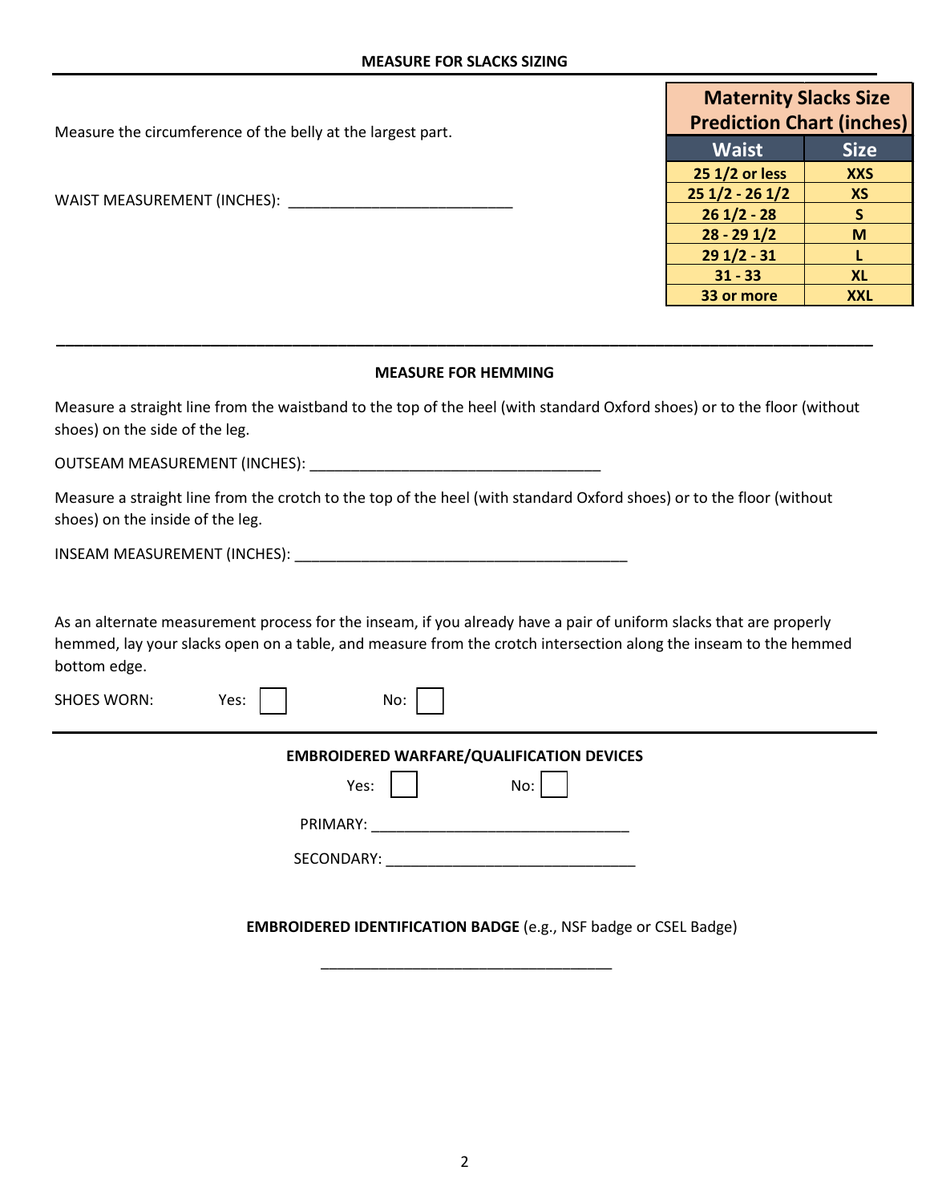## MEASURE FOR SLACKS SIZING

Measure the circumference of the belly at the largest part.

WAIST MEASUREMENT (INCHES): ___________________________

| Maternity Slacks Size Prediction Chart (inches) | |
|---|---|
| **Waist** | **Size** |
| 25 1/2 or less | XXS |
| 25 1/2 - 26 1/2 | XS |
| 26 1/2 - 28 | S |
| 28 - 29 1/2 | M |
| 29 1/2 - 31 | L |
| 31 - 33 | XL |
| 33 or more | XXL |

## MEASURE FOR HEMMING

Measure a straight line from the waistband to the top of the heel (with standard Oxford shoes) or to the floor (without shoes) on the side of the leg.

OUTSEAM MEASUREMENT (INCHES): ___________________________________

Measure a straight line from the crotch to the top of the heel (with standard Oxford shoes) or to the floor (without shoes) on the inside of the leg.

INSEAM MEASUREMENT (INCHES): ________________________________________

As an alternate measurement process for the inseam, if you already have a pair of uniform slacks that are properly hemmed, lay your slacks open on a table, and measure from the crotch intersection along the inseam to the hemmed bottom edge.

SHOES WORN: Yes: ☐ No: ☐

## EMBROIDERED WARFARE/QUALIFICATION DEVICES

Yes: ☐ No: ☐

PRIMARY: _______________________________

SECONDARY: ______________________________

**EMBROIDERED IDENTIFICATION BADGE** (e.g., NSF badge or CSEL Badge)

___________________________________